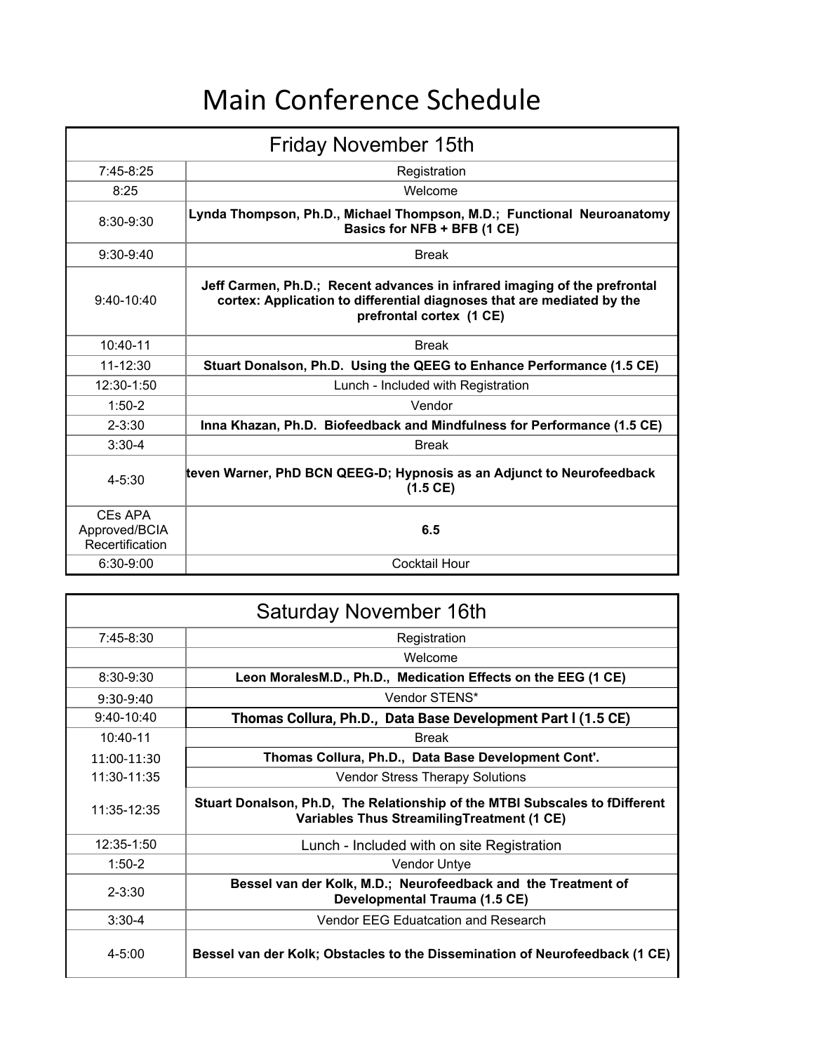# Main Conference Schedule

| Friday November 15th | |
|---|---|
| 7:45-8:25 | Registration |
| 8:25 | Welcome |
| 8:30-9:30 | **Lynda Thompson, Ph.D., Michael Thompson, M.D.; Functional Neuroanatomy Basics for NFB + BFB (1 CE)** |
| 9:30-9:40 | Break |
| 9:40-10:40 | **Jeff Carmen, Ph.D.; Recent advances in infrared imaging of the prefrontal cortex: Application to differential diagnoses that are mediated by the prefrontal cortex (1 CE)** |
| 10:40-11 | Break |
| 11-12:30 | **Stuart Donalson, Ph.D. Using the QEEG to Enhance Performance (1.5 CE)** |
| 12:30-1:50 | Lunch - Included with Registration |
| 1:50-2 | Vendor |
| 2-3:30 | **Inna Khazan, Ph.D. Biofeedback and Mindfulness for Performance (1.5 CE)** |
| 3:30-4 | Break |
| 4-5:30 | **teven Warner, PhD BCN QEEG-D; Hypnosis as an Adjunct to Neurofeedback (1.5 CE)** |
| CEs APA Approved/BCIA Recertification | **6.5** |
| 6:30-9:00 | Cocktail Hour |

| Saturday November 16th | |
|---|---|
| 7:45-8:30 | Registration |
| | Welcome |
| 8:30-9:30 | **Leon MoralesM.D., Ph.D., Medication Effects on the EEG (1 CE)** |
| 9:30-9:40 | Vendor STENS* |
| 9:40-10:40 | **Thomas Collura, Ph.D., Data Base Development Part I (1.5 CE)** |
| 10:40-11 | Break |
| 11:00-11:30 | **Thomas Collura, Ph.D., Data Base Development Cont'.** |
| 11:30-11:35 | Vendor Stress Therapy Solutions |
| 11:35-12:35 | **Stuart Donalson, Ph.D, The Relationship of the MTBI Subscales to fDifferent Variables Thus StreamilingTreatment (1 CE)** |
| 12:35-1:50 | Lunch - Included with on site Registration |
| 1:50-2 | Vendor Untye |
| 2-3:30 | **Bessel van der Kolk, M.D.; Neurofeedback and the Treatment of Developmental Trauma (1.5 CE)** |
| 3:30-4 | Vendor EEG Eduatcation and Research |
| 4-5:00 | **Bessel van der Kolk; Obstacles to the Dissemination of Neurofeedback (1 CE)** |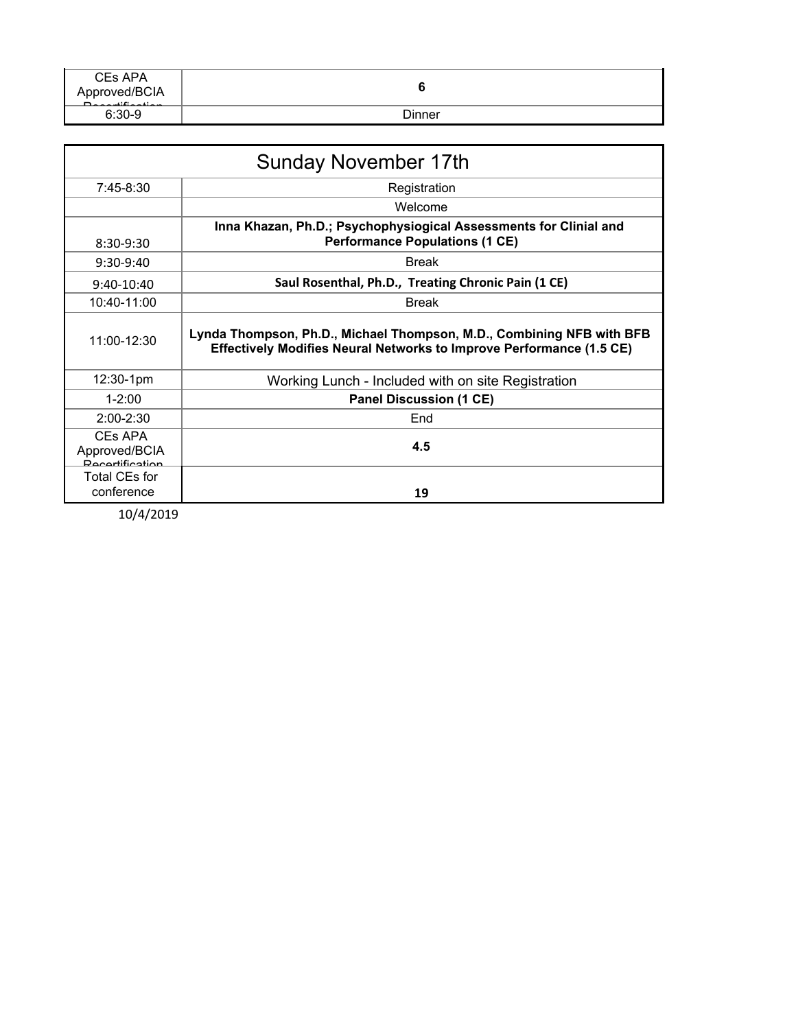| | |
|---|---|
| CEs APA Approved/BCIA Recertification | **6** |
| 6:30-9 | Dinner |

| Sunday November 17th | |
|---|---|
| 7:45-8:30 | Registration |
| | Welcome |
| 8:30-9:30 | **Inna Khazan, Ph.D.; Psychophysiogical Assessments for Clinial and Performance Populations (1 CE)** |
| 9:30-9:40 | Break |
| 9:40-10:40 | **Saul Rosenthal, Ph.D., Treating Chronic Pain (1 CE)** |
| 10:40-11:00 | Break |
| 11:00-12:30 | **Lynda Thompson, Ph.D., Michael Thompson, M.D., Combining NFB with BFB Effectively Modifies Neural Networks to Improve Performance (1.5 CE)** |
| 12:30-1pm | Working Lunch - Included with on site Registration |
| 1-2:00 | **Panel Discussion (1 CE)** |
| 2:00-2:30 | End |
| CEs APA Approved/BCIA Recertification | **4.5** |
| Total CEs for conference | **19** |

10/4/2019